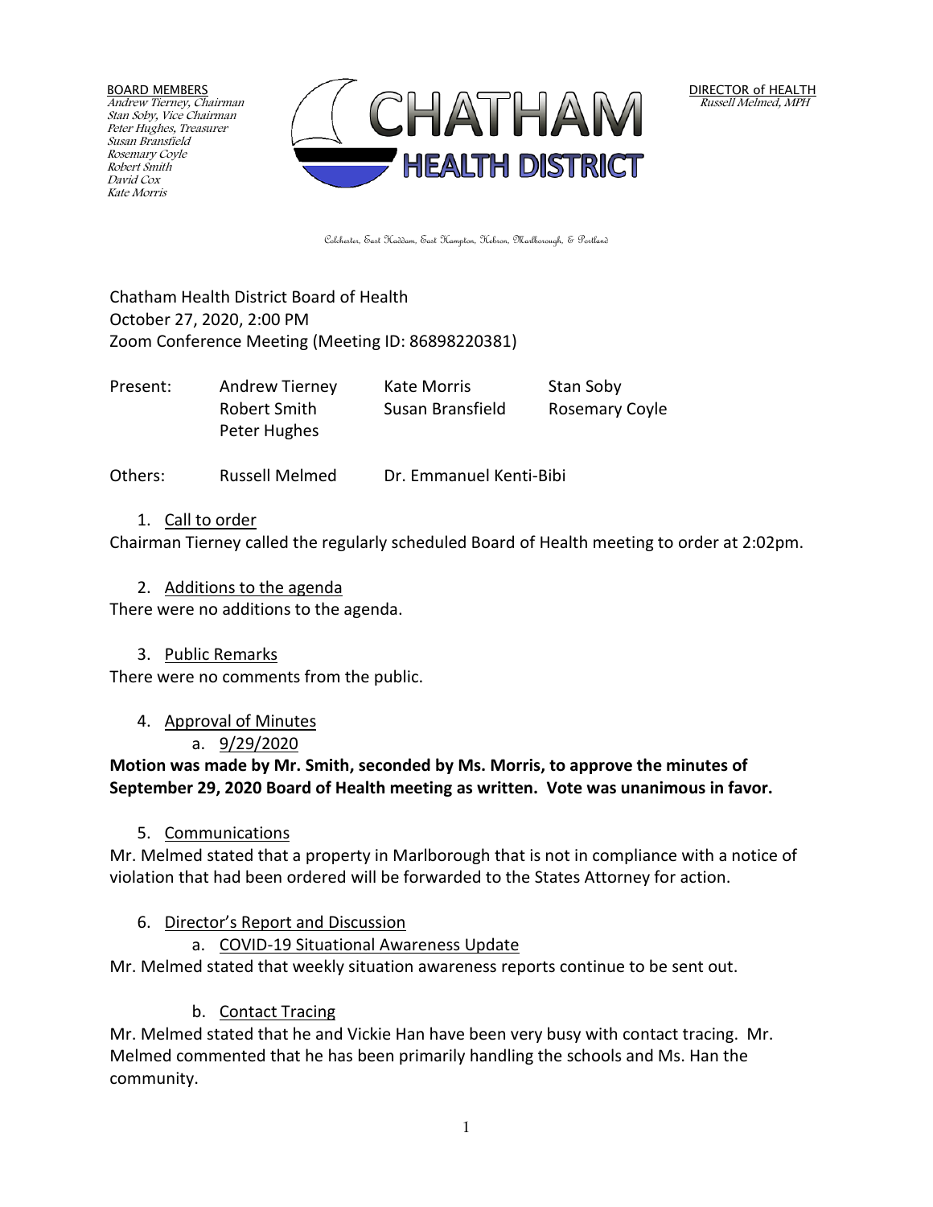BOARD MEMBERS
*Andrew Tierney, Chairman*
*Stan Soby, Vice Chairman*
*Peter Hughes, Treasurer*
*Susan Bransfield*
*Rosemary Coyle*
*Robert Smith*
*David Cox*
*Kate Morris*

CHATHAM HEALTH DISTRICT

DIRECTOR of HEALTH
*Russell Melmed, MPH*

Colchester, East Haddam, East Hampton, Hebron, Marlborough, & Portland

Chatham Health District Board of Health
October 27, 2020, 2:00 PM
Zoom Conference Meeting (Meeting ID: 86898220381)

| | | | |
|---|---|---|---|
| Present: | Andrew Tierney | Kate Morris | Stan Soby |
| | Robert Smith | Susan Bransfield | Rosemary Coyle |
| | Peter Hughes | | |
| Others: | Russell Melmed | Dr. Emmanuel Kenti-Bibi | |

1. Call to order

Chairman Tierney called the regularly scheduled Board of Health meeting to order at 2:02pm.

2. Additions to the agenda

There were no additions to the agenda.

3. Public Remarks

There were no comments from the public.

4. Approval of Minutes
   a. 9/29/2020

**Motion was made by Mr. Smith, seconded by Ms. Morris, to approve the minutes of September 29, 2020 Board of Health meeting as written. Vote was unanimous in favor.**

5. Communications

Mr. Melmed stated that a property in Marlborough that is not in compliance with a notice of violation that had been ordered will be forwarded to the States Attorney for action.

6. Director's Report and Discussion
   a. COVID-19 Situational Awareness Update

Mr. Melmed stated that weekly situation awareness reports continue to be sent out.

   b. Contact Tracing

Mr. Melmed stated that he and Vickie Han have been very busy with contact tracing. Mr. Melmed commented that he has been primarily handling the schools and Ms. Han the community.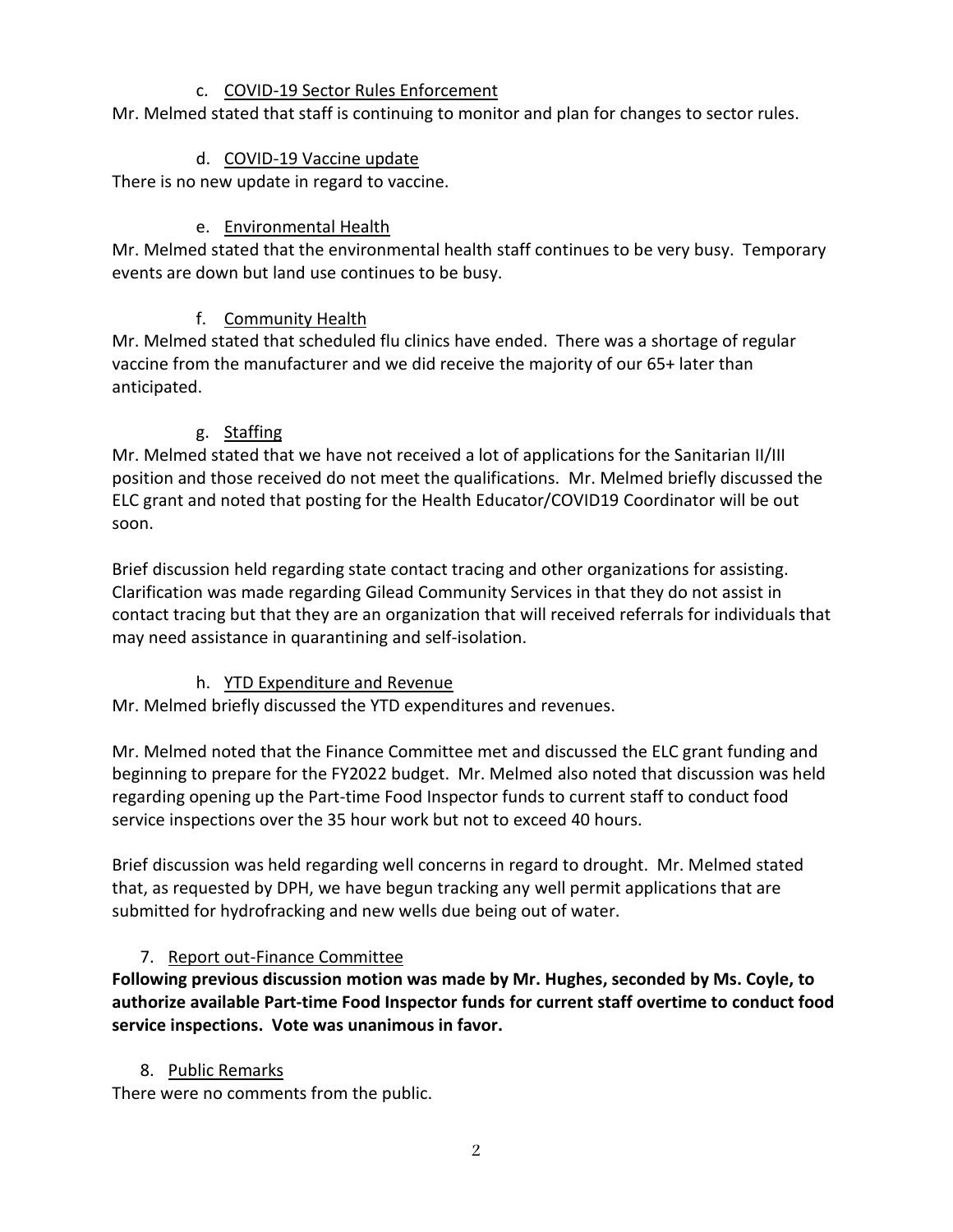c. <u>COVID-19 Sector Rules Enforcement</u>

Mr. Melmed stated that staff is continuing to monitor and plan for changes to sector rules.

d. <u>COVID-19 Vaccine update</u>

There is no new update in regard to vaccine.

e. <u>Environmental Health</u>

Mr. Melmed stated that the environmental health staff continues to be very busy. Temporary events are down but land use continues to be busy.

f. <u>Community Health</u>

Mr. Melmed stated that scheduled flu clinics have ended. There was a shortage of regular vaccine from the manufacturer and we did receive the majority of our 65+ later than anticipated.

g. <u>Staffing</u>

Mr. Melmed stated that we have not received a lot of applications for the Sanitarian II/III position and those received do not meet the qualifications. Mr. Melmed briefly discussed the ELC grant and noted that posting for the Health Educator/COVID19 Coordinator will be out soon.

Brief discussion held regarding state contact tracing and other organizations for assisting. Clarification was made regarding Gilead Community Services in that they do not assist in contact tracing but that they are an organization that will received referrals for individuals that may need assistance in quarantining and self-isolation.

h. <u>YTD Expenditure and Revenue</u>

Mr. Melmed briefly discussed the YTD expenditures and revenues.

Mr. Melmed noted that the Finance Committee met and discussed the ELC grant funding and beginning to prepare for the FY2022 budget. Mr. Melmed also noted that discussion was held regarding opening up the Part-time Food Inspector funds to current staff to conduct food service inspections over the 35 hour work but not to exceed 40 hours.

Brief discussion was held regarding well concerns in regard to drought. Mr. Melmed stated that, as requested by DPH, we have begun tracking any well permit applications that are submitted for hydrofracking and new wells due being out of water.

7. <u>Report out-Finance Committee</u>

**Following previous discussion motion was made by Mr. Hughes, seconded by Ms. Coyle, to authorize available Part-time Food Inspector funds for current staff overtime to conduct food service inspections. Vote was unanimous in favor.**

8. <u>Public Remarks</u>

There were no comments from the public.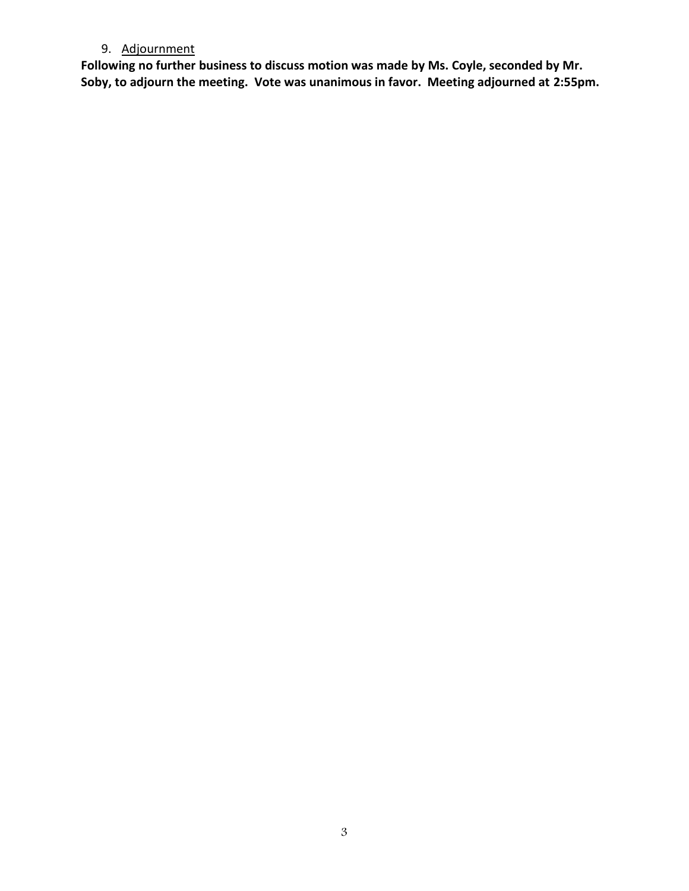9. <u>Adjournment</u>

**Following no further business to discuss motion was made by Ms. Coyle, seconded by Mr. Soby, to adjourn the meeting. Vote was unanimous in favor. Meeting adjourned at 2:55pm.**